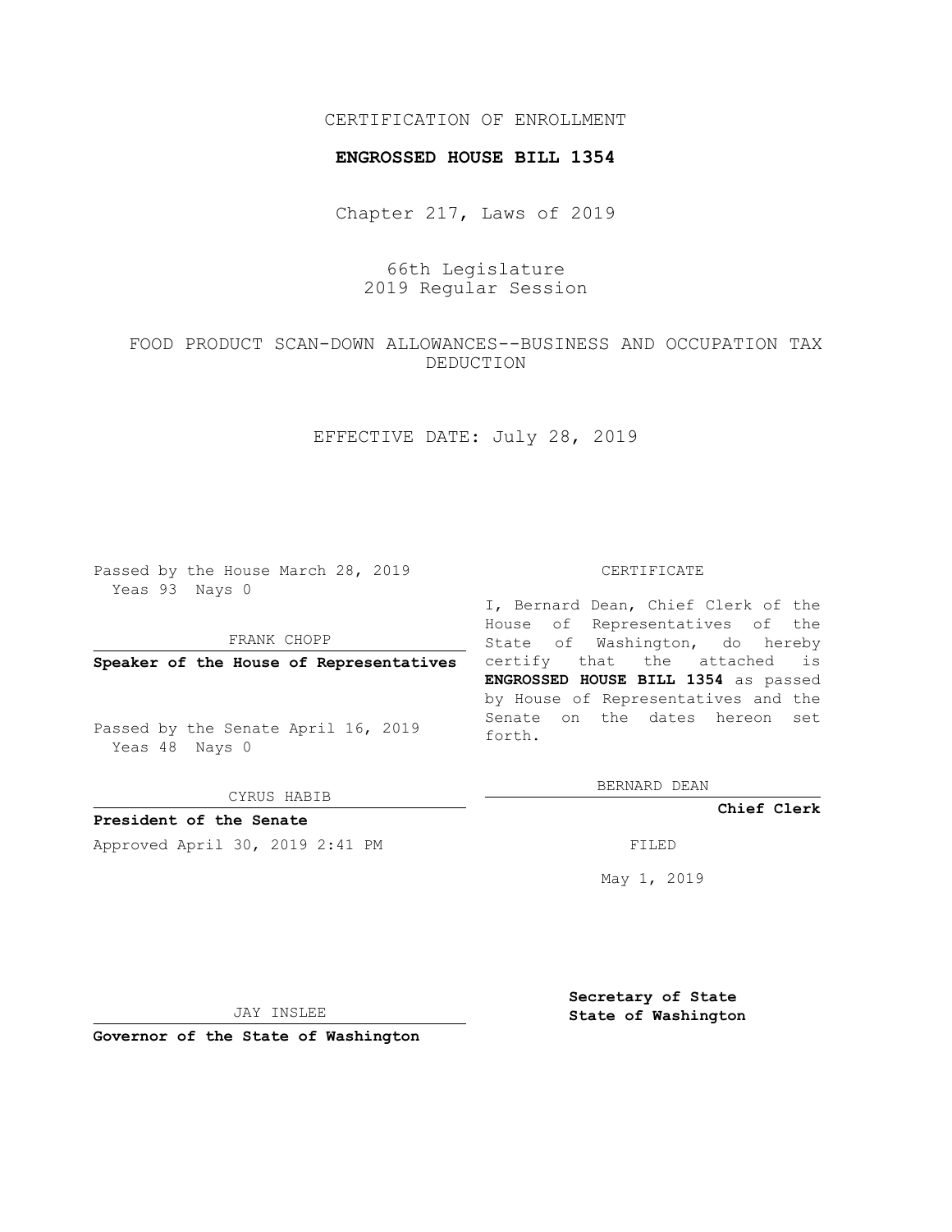CERTIFICATION OF ENROLLMENT

**ENGROSSED HOUSE BILL 1354**

Chapter 217, Laws of 2019

66th Legislature
2019 Regular Session

FOOD PRODUCT SCAN-DOWN ALLOWANCES--BUSINESS AND OCCUPATION TAX DEDUCTION

EFFECTIVE DATE: July 28, 2019

Passed by the House March 28, 2019
Yeas 93 Nays 0

FRANK CHOPP

**Speaker of the House of Representatives**

Passed by the Senate April 16, 2019
Yeas 48 Nays 0

CYRUS HABIB

**President of the Senate**

Approved April 30, 2019 2:41 PM

JAY INSLEE

**Governor of the State of Washington**

CERTIFICATE

I, Bernard Dean, Chief Clerk of the House of Representatives of the State of Washington, do hereby certify that the attached is **ENGROSSED HOUSE BILL 1354** as passed by House of Representatives and the Senate on the dates hereon set forth.

BERNARD DEAN

**Chief Clerk**

FILED

May 1, 2019

**Secretary of State**
**State of Washington**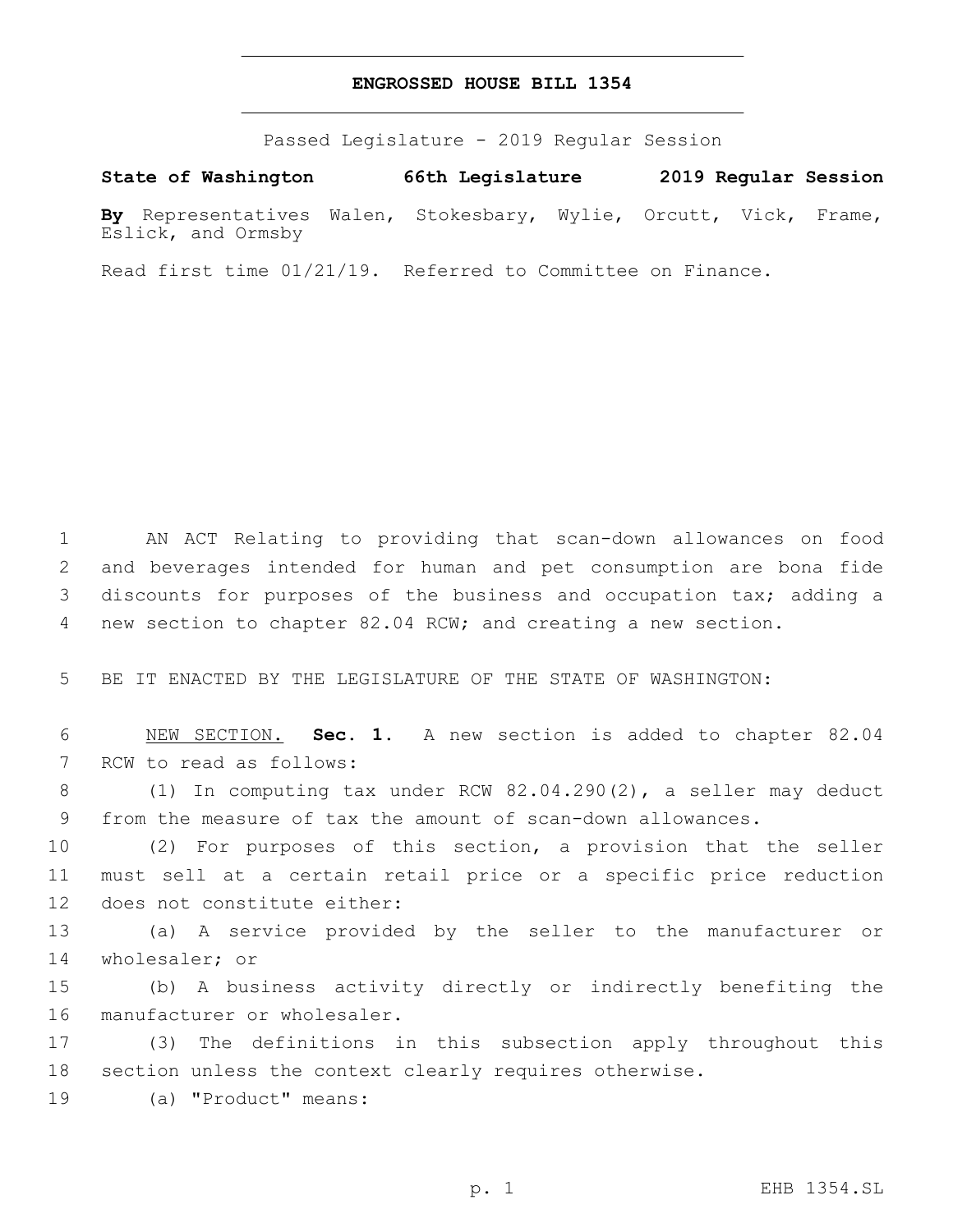# ENGROSSED HOUSE BILL 1354

Passed Legislature - 2019 Regular Session

**State of Washington 66th Legislature 2019 Regular Session**

**By** Representatives Walen, Stokesbary, Wylie, Orcutt, Vick, Frame, Eslick, and Ormsby

Read first time 01/21/19. Referred to Committee on Finance.

AN ACT Relating to providing that scan-down allowances on food and beverages intended for human and pet consumption are bona fide discounts for purposes of the business and occupation tax; adding a new section to chapter 82.04 RCW; and creating a new section.

BE IT ENACTED BY THE LEGISLATURE OF THE STATE OF WASHINGTON:

NEW SECTION. **Sec. 1.** A new section is added to chapter 82.04 RCW to read as follows:

(1) In computing tax under RCW 82.04.290(2), a seller may deduct from the measure of tax the amount of scan-down allowances.

(2) For purposes of this section, a provision that the seller must sell at a certain retail price or a specific price reduction does not constitute either:

(a) A service provided by the seller to the manufacturer or wholesaler; or

(b) A business activity directly or indirectly benefiting the manufacturer or wholesaler.

(3) The definitions in this subsection apply throughout this section unless the context clearly requires otherwise.

(a) "Product" means: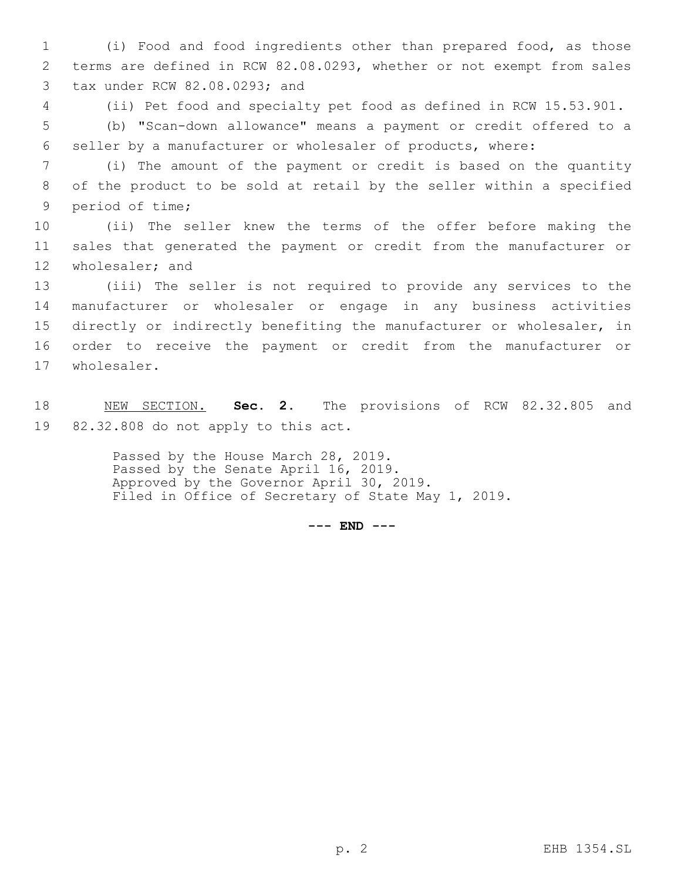(i) Food and food ingredients other than prepared food, as those terms are defined in RCW 82.08.0293, whether or not exempt from sales tax under RCW 82.08.0293; and

(ii) Pet food and specialty pet food as defined in RCW 15.53.901.

(b) "Scan-down allowance" means a payment or credit offered to a seller by a manufacturer or wholesaler of products, where:

(i) The amount of the payment or credit is based on the quantity of the product to be sold at retail by the seller within a specified period of time;

(ii) The seller knew the terms of the offer before making the sales that generated the payment or credit from the manufacturer or wholesaler; and

(iii) The seller is not required to provide any services to the manufacturer or wholesaler or engage in any business activities directly or indirectly benefiting the manufacturer or wholesaler, in order to receive the payment or credit from the manufacturer or wholesaler.

NEW SECTION. **Sec. 2.** The provisions of RCW 82.32.805 and 82.32.808 do not apply to this act.

Passed by the House March 28, 2019.
Passed by the Senate April 16, 2019.
Approved by the Governor April 30, 2019.
Filed in Office of Secretary of State May 1, 2019.

**--- END ---**